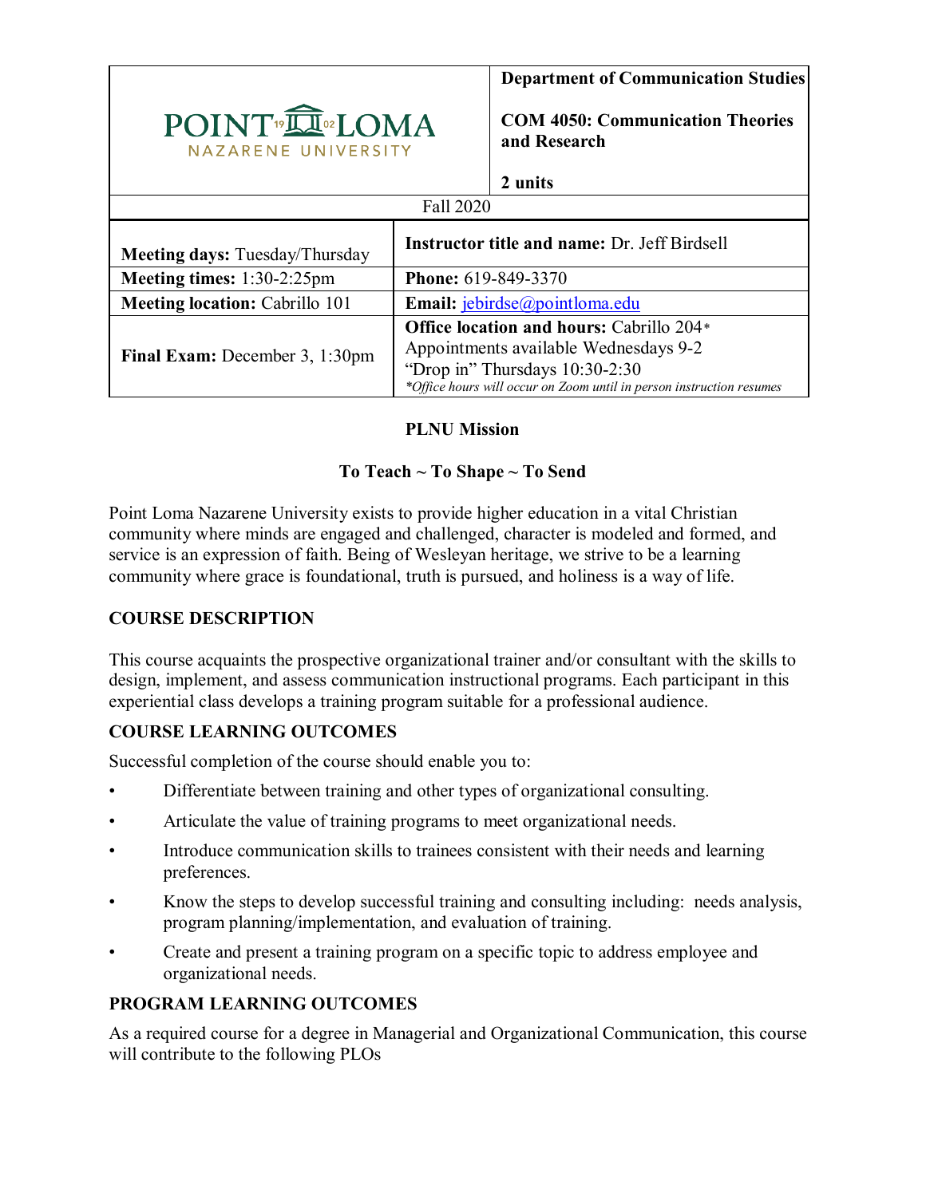| POINT LOMA NAZARENE UNIVERSITY | | **Department of Communication Studies**<br><br>**COM 4050: Communication Theories and Research**<br><br>**2 units** |
|---|---|---|
| Fall 2020 | | |
| **Meeting days:** Tuesday/Thursday | **Instructor title and name:** Dr. Jeff Birdsell | |
| **Meeting times:** 1:30-2:25pm | **Phone:** 619-849-3370 | |
| **Meeting location:** Cabrillo 101 | **Email:** jebirdse@pointloma.edu | |
| **Final Exam:** December 3, 1:30pm | **Office location and hours:** Cabrillo 204*<br>Appointments available Wednesdays 9-2<br>"Drop in" Thursdays 10:30-2:30<br>*\*Office hours will occur on Zoom until in person instruction resumes* | |

**PLNU Mission**

**To Teach ~ To Shape ~ To Send**

Point Loma Nazarene University exists to provide higher education in a vital Christian community where minds are engaged and challenged, character is modeled and formed, and service is an expression of faith. Being of Wesleyan heritage, we strive to be a learning community where grace is foundational, truth is pursued, and holiness is a way of life.

## COURSE DESCRIPTION

This course acquaints the prospective organizational trainer and/or consultant with the skills to design, implement, and assess communication instructional programs. Each participant in this experiential class develops a training program suitable for a professional audience.

## COURSE LEARNING OUTCOMES

Successful completion of the course should enable you to:

- Differentiate between training and other types of organizational consulting.
- Articulate the value of training programs to meet organizational needs.
- Introduce communication skills to trainees consistent with their needs and learning preferences.
- Know the steps to develop successful training and consulting including: needs analysis, program planning/implementation, and evaluation of training.
- Create and present a training program on a specific topic to address employee and organizational needs.

## PROGRAM LEARNING OUTCOMES

As a required course for a degree in Managerial and Organizational Communication, this course will contribute to the following PLOs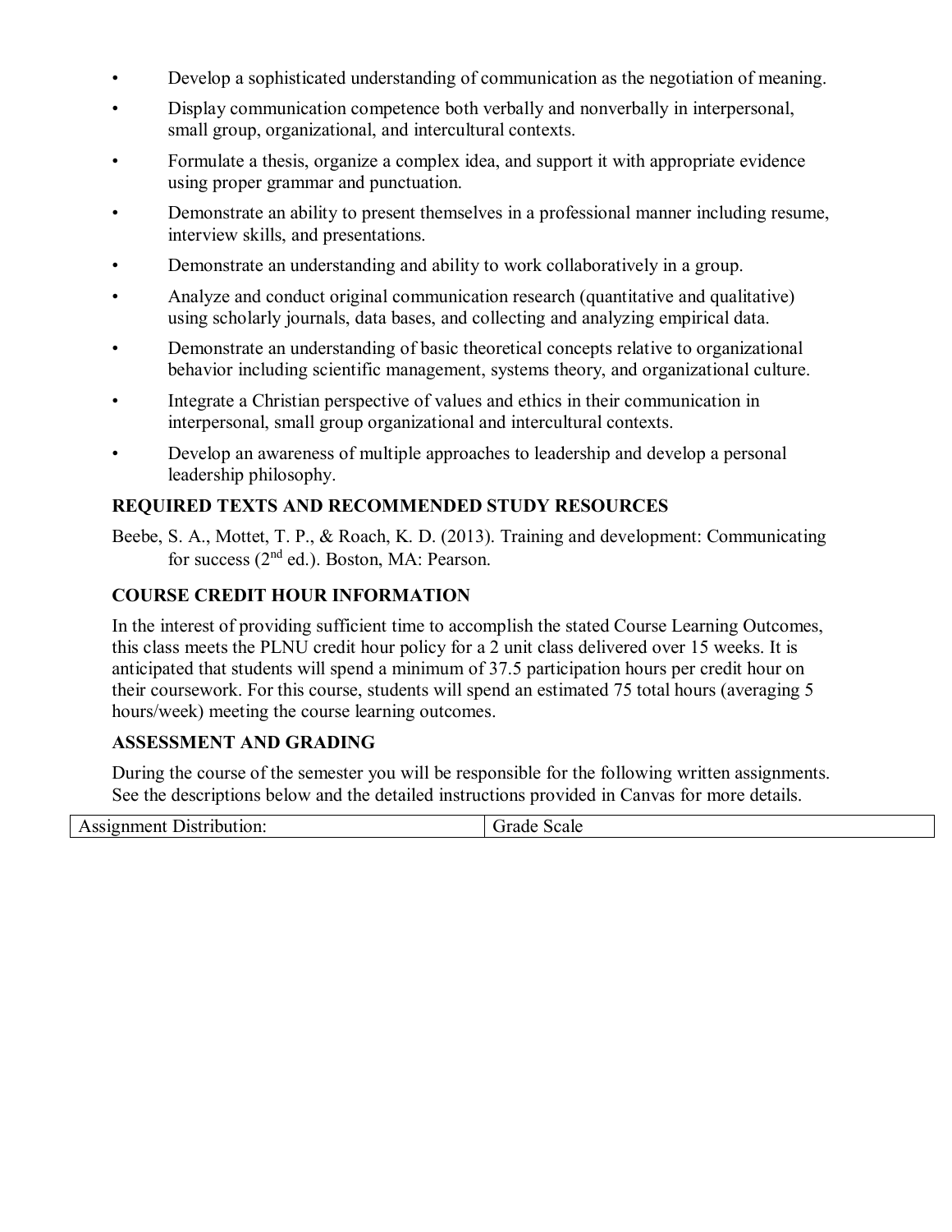- Develop a sophisticated understanding of communication as the negotiation of meaning.
- Display communication competence both verbally and nonverbally in interpersonal, small group, organizational, and intercultural contexts.
- Formulate a thesis, organize a complex idea, and support it with appropriate evidence using proper grammar and punctuation.
- Demonstrate an ability to present themselves in a professional manner including resume, interview skills, and presentations.
- Demonstrate an understanding and ability to work collaboratively in a group.
- Analyze and conduct original communication research (quantitative and qualitative) using scholarly journals, data bases, and collecting and analyzing empirical data.
- Demonstrate an understanding of basic theoretical concepts relative to organizational behavior including scientific management, systems theory, and organizational culture.
- Integrate a Christian perspective of values and ethics in their communication in interpersonal, small group organizational and intercultural contexts.
- Develop an awareness of multiple approaches to leadership and develop a personal leadership philosophy.

## REQUIRED TEXTS AND RECOMMENDED STUDY RESOURCES

Beebe, S. A., Mottet, T. P., & Roach, K. D. (2013). Training and development: Communicating for success (2nd ed.). Boston, MA: Pearson.

## COURSE CREDIT HOUR INFORMATION

In the interest of providing sufficient time to accomplish the stated Course Learning Outcomes, this class meets the PLNU credit hour policy for a 2 unit class delivered over 15 weeks. It is anticipated that students will spend a minimum of 37.5 participation hours per credit hour on their coursework. For this course, students will spend an estimated 75 total hours (averaging 5 hours/week) meeting the course learning outcomes.

## ASSESSMENT AND GRADING

During the course of the semester you will be responsible for the following written assignments. See the descriptions below and the detailed instructions provided in Canvas for more details.

| Assignment Distribution: | Grade Scale |
|---|---|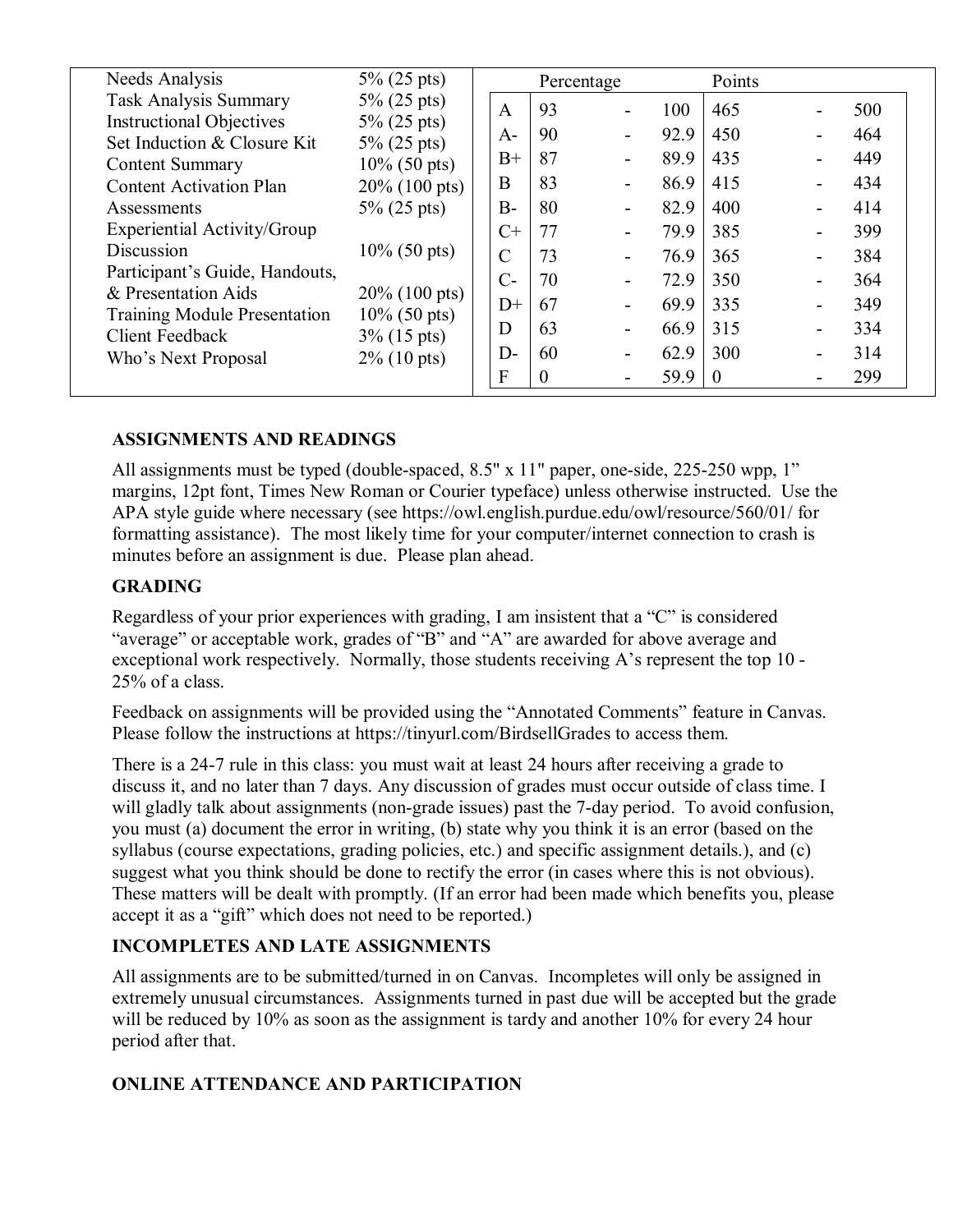| Assignment | Weight |
|---|---|
| Needs Analysis | 5% (25 pts) |
| Task Analysis Summary | 5% (25 pts) |
| Instructional Objectives | 5% (25 pts) |
| Set Induction & Closure Kit | 5% (25 pts) |
| Content Summary | 10% (50 pts) |
| Content Activation Plan | 20% (100 pts) |
| Assessments | 5% (25 pts) |
| Experiential Activity/Group Discussion | 10% (50 pts) |
| Participant's Guide, Handouts, & Presentation Aids | 20% (100 pts) |
| Training Module Presentation | 10% (50 pts) |
| Client Feedback | 3% (15 pts) |
| Who's Next Proposal | 2% (10 pts) |

| | Percentage | | | Points | | |
|---|---|---|---|---|---|---|
| A | 93 | - | 100 | 465 | - | 500 |
| A- | 90 | - | 92.9 | 450 | - | 464 |
| B+ | 87 | - | 89.9 | 435 | - | 449 |
| B | 83 | - | 86.9 | 415 | - | 434 |
| B- | 80 | - | 82.9 | 400 | - | 414 |
| C+ | 77 | - | 79.9 | 385 | - | 399 |
| C | 73 | - | 76.9 | 365 | - | 384 |
| C- | 70 | - | 72.9 | 350 | - | 364 |
| D+ | 67 | - | 69.9 | 335 | - | 349 |
| D | 63 | - | 66.9 | 315 | - | 334 |
| D- | 60 | - | 62.9 | 300 | - | 314 |
| F | 0 | - | 59.9 | 0 | - | 299 |

## ASSIGNMENTS AND READINGS

All assignments must be typed (double-spaced, 8.5" x 11" paper, one-side, 225-250 wpp, 1" margins, 12pt font, Times New Roman or Courier typeface) unless otherwise instructed. Use the APA style guide where necessary (see https://owl.english.purdue.edu/owl/resource/560/01/ for formatting assistance). The most likely time for your computer/internet connection to crash is minutes before an assignment is due. Please plan ahead.

## GRADING

Regardless of your prior experiences with grading, I am insistent that a "C" is considered "average" or acceptable work, grades of "B" and "A" are awarded for above average and exceptional work respectively. Normally, those students receiving A's represent the top 10 - 25% of a class.

Feedback on assignments will be provided using the "Annotated Comments" feature in Canvas. Please follow the instructions at https://tinyurl.com/BirdsellGrades to access them.

There is a 24-7 rule in this class: you must wait at least 24 hours after receiving a grade to discuss it, and no later than 7 days. Any discussion of grades must occur outside of class time. I will gladly talk about assignments (non-grade issues) past the 7-day period. To avoid confusion, you must (a) document the error in writing, (b) state why you think it is an error (based on the syllabus (course expectations, grading policies, etc.) and specific assignment details.), and (c) suggest what you think should be done to rectify the error (in cases where this is not obvious). These matters will be dealt with promptly. (If an error had been made which benefits you, please accept it as a "gift" which does not need to be reported.)

## INCOMPLETES AND LATE ASSIGNMENTS

All assignments are to be submitted/turned in on Canvas. Incompletes will only be assigned in extremely unusual circumstances. Assignments turned in past due will be accepted but the grade will be reduced by 10% as soon as the assignment is tardy and another 10% for every 24 hour period after that.

## ONLINE ATTENDANCE AND PARTICIPATION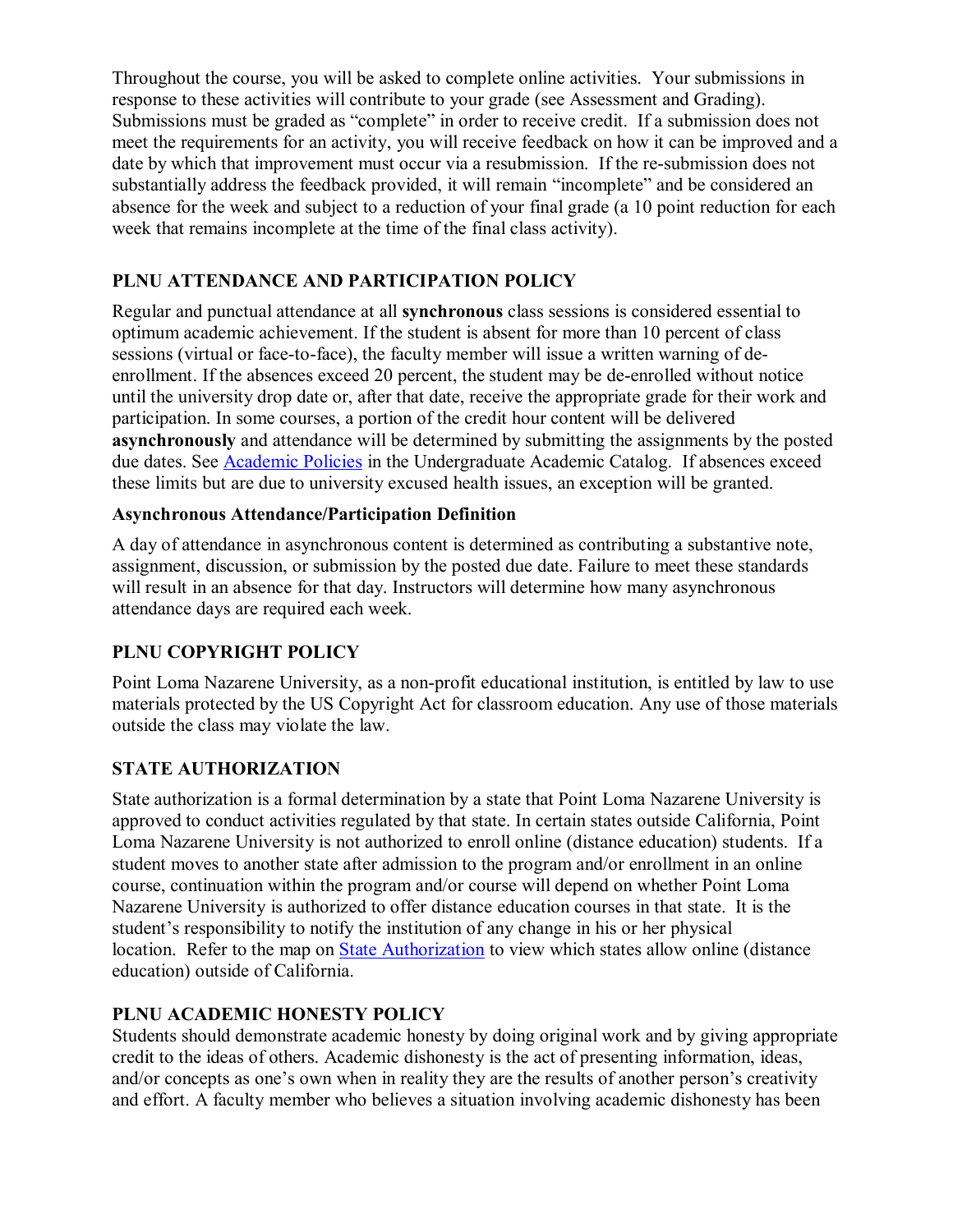Throughout the course, you will be asked to complete online activities. Your submissions in response to these activities will contribute to your grade (see Assessment and Grading). Submissions must be graded as "complete" in order to receive credit. If a submission does not meet the requirements for an activity, you will receive feedback on how it can be improved and a date by which that improvement must occur via a resubmission. If the re-submission does not substantially address the feedback provided, it will remain "incomplete" and be considered an absence for the week and subject to a reduction of your final grade (a 10 point reduction for each week that remains incomplete at the time of the final class activity).

### PLNU ATTENDANCE AND PARTICIPATION POLICY

Regular and punctual attendance at all **synchronous** class sessions is considered essential to optimum academic achievement. If the student is absent for more than 10 percent of class sessions (virtual or face-to-face), the faculty member will issue a written warning of de-enrollment. If the absences exceed 20 percent, the student may be de-enrolled without notice until the university drop date or, after that date, receive the appropriate grade for their work and participation. In some courses, a portion of the credit hour content will be delivered **asynchronously** and attendance will be determined by submitting the assignments by the posted due dates. See [Academic Policies]() in the Undergraduate Academic Catalog. If absences exceed these limits but are due to university excused health issues, an exception will be granted.

#### Asynchronous Attendance/Participation Definition

A day of attendance in asynchronous content is determined as contributing a substantive note, assignment, discussion, or submission by the posted due date. Failure to meet these standards will result in an absence for that day. Instructors will determine how many asynchronous attendance days are required each week.

### PLNU COPYRIGHT POLICY

Point Loma Nazarene University, as a non-profit educational institution, is entitled by law to use materials protected by the US Copyright Act for classroom education. Any use of those materials outside the class may violate the law.

### STATE AUTHORIZATION

State authorization is a formal determination by a state that Point Loma Nazarene University is approved to conduct activities regulated by that state. In certain states outside California, Point Loma Nazarene University is not authorized to enroll online (distance education) students. If a student moves to another state after admission to the program and/or enrollment in an online course, continuation within the program and/or course will depend on whether Point Loma Nazarene University is authorized to offer distance education courses in that state. It is the student's responsibility to notify the institution of any change in his or her physical location. Refer to the map on [State Authorization]() to view which states allow online (distance education) outside of California.

### PLNU ACADEMIC HONESTY POLICY

Students should demonstrate academic honesty by doing original work and by giving appropriate credit to the ideas of others. Academic dishonesty is the act of presenting information, ideas, and/or concepts as one's own when in reality they are the results of another person's creativity and effort. A faculty member who believes a situation involving academic dishonesty has been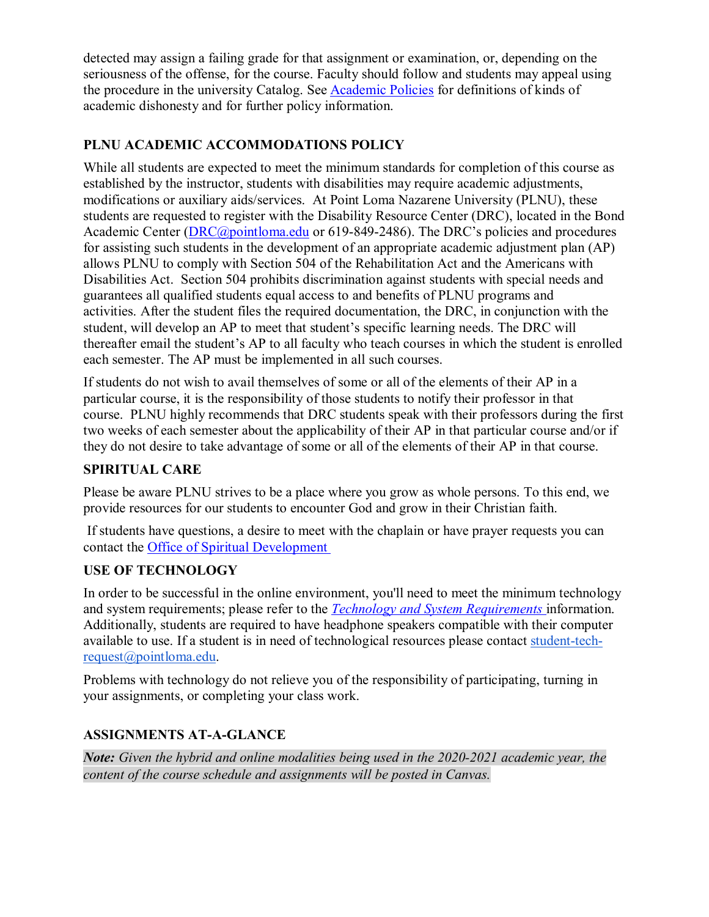detected may assign a failing grade for that assignment or examination, or, depending on the seriousness of the offense, for the course. Faculty should follow and students may appeal using the procedure in the university Catalog. See [Academic Policies] for definitions of kinds of academic dishonesty and for further policy information.

### PLNU ACADEMIC ACCOMMODATIONS POLICY

While all students are expected to meet the minimum standards for completion of this course as established by the instructor, students with disabilities may require academic adjustments, modifications or auxiliary aids/services. At Point Loma Nazarene University (PLNU), these students are requested to register with the Disability Resource Center (DRC), located in the Bond Academic Center (DRC@pointloma.edu or 619-849-2486). The DRC's policies and procedures for assisting such students in the development of an appropriate academic adjustment plan (AP) allows PLNU to comply with Section 504 of the Rehabilitation Act and the Americans with Disabilities Act. Section 504 prohibits discrimination against students with special needs and guarantees all qualified students equal access to and benefits of PLNU programs and activities. After the student files the required documentation, the DRC, in conjunction with the student, will develop an AP to meet that student's specific learning needs. The DRC will thereafter email the student's AP to all faculty who teach courses in which the student is enrolled each semester. The AP must be implemented in all such courses.

If students do not wish to avail themselves of some or all of the elements of their AP in a particular course, it is the responsibility of those students to notify their professor in that course. PLNU highly recommends that DRC students speak with their professors during the first two weeks of each semester about the applicability of their AP in that particular course and/or if they do not desire to take advantage of some or all of the elements of their AP in that course.

### SPIRITUAL CARE

Please be aware PLNU strives to be a place where you grow as whole persons. To this end, we provide resources for our students to encounter God and grow in their Christian faith.

If students have questions, a desire to meet with the chaplain or have prayer requests you can contact the Office of Spiritual Development

### USE OF TECHNOLOGY

In order to be successful in the online environment, you'll need to meet the minimum technology and system requirements; please refer to the *Technology and System Requirements* information. Additionally, students are required to have headphone speakers compatible with their computer available to use. If a student is in need of technological resources please contact student-tech-request@pointloma.edu.

Problems with technology do not relieve you of the responsibility of participating, turning in your assignments, or completing your class work.

### ASSIGNMENTS AT-A-GLANCE

***Note:*** *Given the hybrid and online modalities being used in the 2020-2021 academic year, the content of the course schedule and assignments will be posted in Canvas.*